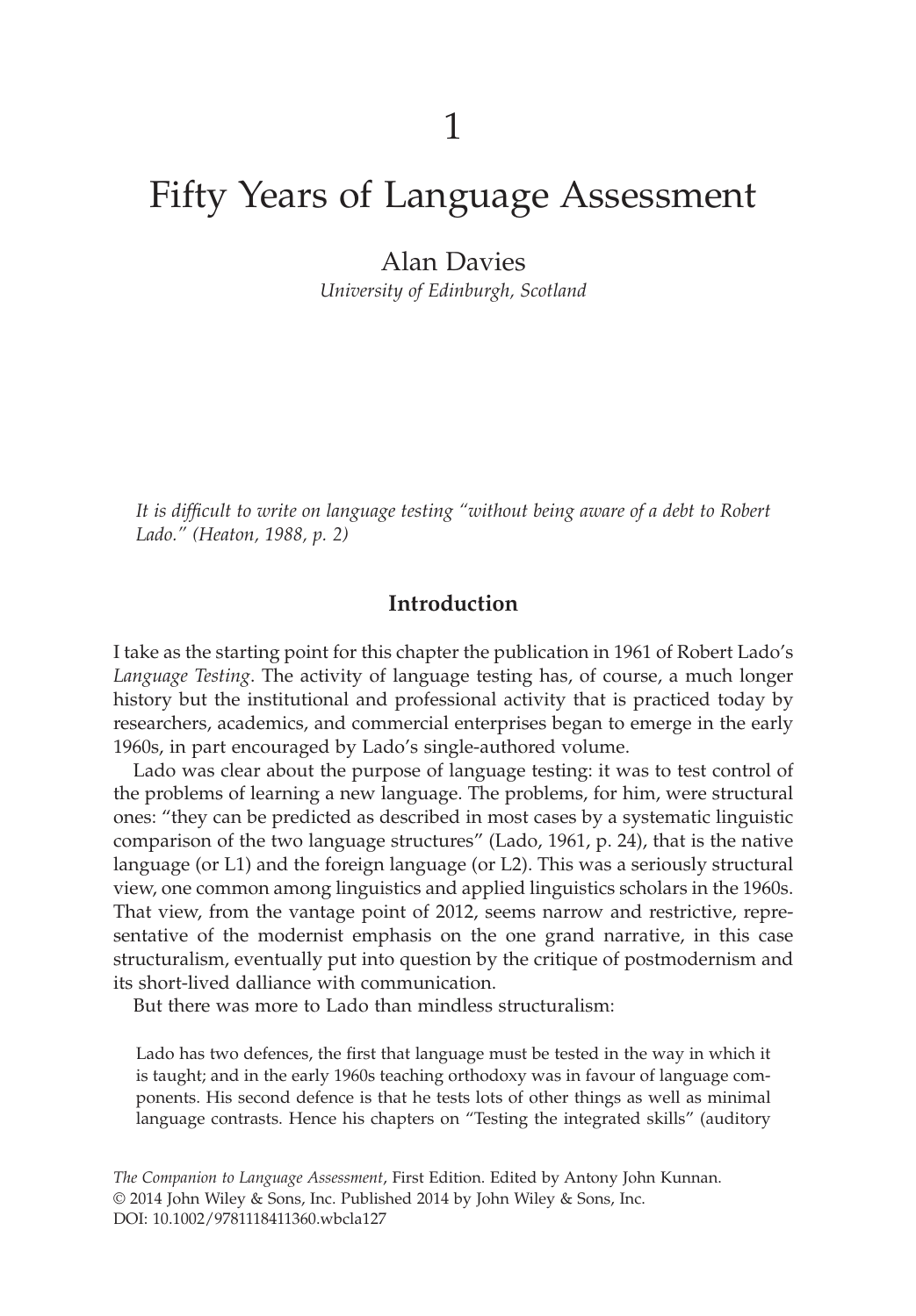# 1

# Fifty Years of Language Assessment

Alan Davies

*University of Edinburgh, Scotland*

*It is difficult to write on language testing "without being aware of a debt to Robert Lado." (Heaton, 1988, p. 2)*

## Introduction

I take as the starting point for this chapter the publication in 1961 of Robert Lado's *Language Testing*. The activity of language testing has, of course, a much longer history but the institutional and professional activity that is practiced today by researchers, academics, and commercial enterprises began to emerge in the early 1960s, in part encouraged by Lado's single-authored volume.

Lado was clear about the purpose of language testing: it was to test control of the problems of learning a new language. The problems, for him, were structural ones: "they can be predicted as described in most cases by a systematic linguistic comparison of the two language structures" (Lado, 1961, p. 24), that is the native language (or L1) and the foreign language (or L2). This was a seriously structural view, one common among linguistics and applied linguistics scholars in the 1960s. That view, from the vantage point of 2012, seems narrow and restrictive, representative of the modernist emphasis on the one grand narrative, in this case structuralism, eventually put into question by the critique of postmodernism and its short-lived dalliance with communication.

But there was more to Lado than mindless structuralism:

> Lado has two defences, the first that language must be tested in the way in which it is taught; and in the early 1960s teaching orthodoxy was in favour of language components. His second defence is that he tests lots of other things as well as minimal language contrasts. Hence his chapters on "Testing the integrated skills" (auditory

*The Companion to Language Assessment*, First Edition. Edited by Antony John Kunnan.
© 2014 John Wiley & Sons, Inc. Published 2014 by John Wiley & Sons, Inc.
DOI: 10.1002/9781118411360.wbcla127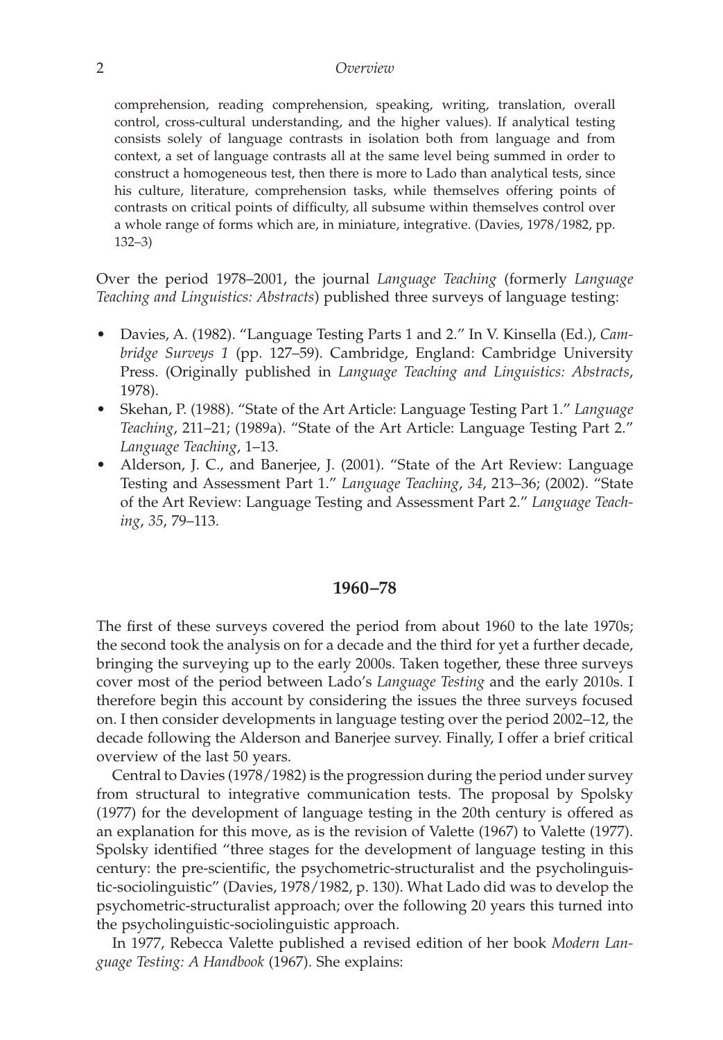comprehension, reading comprehension, speaking, writing, translation, overall control, cross-cultural understanding, and the higher values). If analytical testing consists solely of language contrasts in isolation both from language and from context, a set of language contrasts all at the same level being summed in order to construct a homogeneous test, then there is more to Lado than analytical tests, since his culture, literature, comprehension tasks, while themselves offering points of contrasts on critical points of difficulty, all subsume within themselves control over a whole range of forms which are, in miniature, integrative. (Davies, 1978/1982, pp. 132–3)

Over the period 1978–2001, the journal *Language Teaching* (formerly *Language Teaching and Linguistics: Abstracts*) published three surveys of language testing:

- Davies, A. (1982). "Language Testing Parts 1 and 2." In V. Kinsella (Ed.), *Cambridge Surveys 1* (pp. 127–59). Cambridge, England: Cambridge University Press. (Originally published in *Language Teaching and Linguistics: Abstracts*, 1978).
- Skehan, P. (1988). "State of the Art Article: Language Testing Part 1." *Language Teaching*, 211–21; (1989a). "State of the Art Article: Language Testing Part 2." *Language Teaching*, 1–13.
- Alderson, J. C., and Banerjee, J. (2001). "State of the Art Review: Language Testing and Assessment Part 1." *Language Teaching*, *34*, 213–36; (2002). "State of the Art Review: Language Testing and Assessment Part 2." *Language Teaching*, *35*, 79–113.

## 1960–78

The first of these surveys covered the period from about 1960 to the late 1970s; the second took the analysis on for a decade and the third for yet a further decade, bringing the surveying up to the early 2000s. Taken together, these three surveys cover most of the period between Lado's *Language Testing* and the early 2010s. I therefore begin this account by considering the issues the three surveys focused on. I then consider developments in language testing over the period 2002–12, the decade following the Alderson and Banerjee survey. Finally, I offer a brief critical overview of the last 50 years.

Central to Davies (1978/1982) is the progression during the period under survey from structural to integrative communication tests. The proposal by Spolsky (1977) for the development of language testing in the 20th century is offered as an explanation for this move, as is the revision of Valette (1967) to Valette (1977). Spolsky identified "three stages for the development of language testing in this century: the pre-scientific, the psychometric-structuralist and the psycholinguistic-sociolinguistic" (Davies, 1978/1982, p. 130). What Lado did was to develop the psychometric-structuralist approach; over the following 20 years this turned into the psycholinguistic-sociolinguistic approach.

In 1977, Rebecca Valette published a revised edition of her book *Modern Language Testing: A Handbook* (1967). She explains: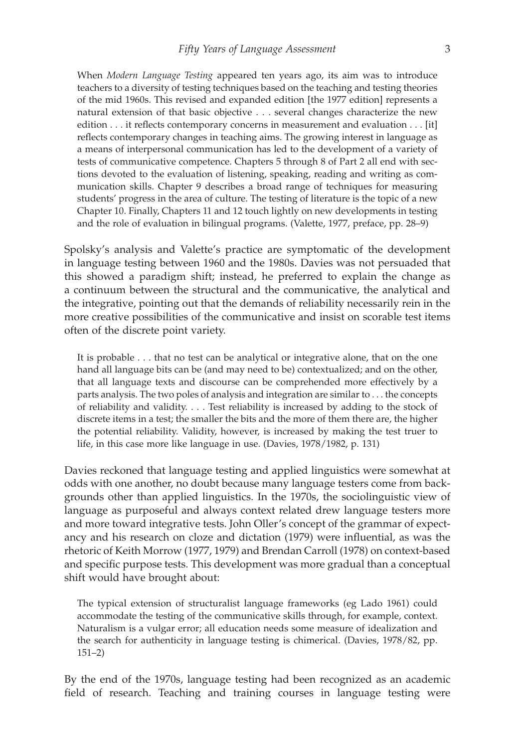> When *Modern Language Testing* appeared ten years ago, its aim was to introduce teachers to a diversity of testing techniques based on the teaching and testing theories of the mid 1960s. This revised and expanded edition [the 1977 edition] represents a natural extension of that basic objective . . . several changes characterize the new edition . . . it reflects contemporary concerns in measurement and evaluation . . . [it] reflects contemporary changes in teaching aims. The growing interest in language as a means of interpersonal communication has led to the development of a variety of tests of communicative competence. Chapters 5 through 8 of Part 2 all end with sections devoted to the evaluation of listening, speaking, reading and writing as communication skills. Chapter 9 describes a broad range of techniques for measuring students' progress in the area of culture. The testing of literature is the topic of a new Chapter 10. Finally, Chapters 11 and 12 touch lightly on new developments in testing and the role of evaluation in bilingual programs. (Valette, 1977, preface, pp. 28–9)

Spolsky's analysis and Valette's practice are symptomatic of the development in language testing between 1960 and the 1980s. Davies was not persuaded that this showed a paradigm shift; instead, he preferred to explain the change as a continuum between the structural and the communicative, the analytical and the integrative, pointing out that the demands of reliability necessarily rein in the more creative possibilities of the communicative and insist on scorable test items often of the discrete point variety.

> It is probable . . . that no test can be analytical or integrative alone, that on the one hand all language bits can be (and may need to be) contextualized; and on the other, that all language texts and discourse can be comprehended more effectively by a parts analysis. The two poles of analysis and integration are similar to . . . the concepts of reliability and validity. . . . Test reliability is increased by adding to the stock of discrete items in a test; the smaller the bits and the more of them there are, the higher the potential reliability. Validity, however, is increased by making the test truer to life, in this case more like language in use. (Davies, 1978/1982, p. 131)

Davies reckoned that language testing and applied linguistics were somewhat at odds with one another, no doubt because many language testers come from backgrounds other than applied linguistics. In the 1970s, the sociolinguistic view of language as purposeful and always context related drew language testers more and more toward integrative tests. John Oller's concept of the grammar of expectancy and his research on cloze and dictation (1979) were influential, as was the rhetoric of Keith Morrow (1977, 1979) and Brendan Carroll (1978) on context-based and specific purpose tests. This development was more gradual than a conceptual shift would have brought about:

> The typical extension of structuralist language frameworks (eg Lado 1961) could accommodate the testing of the communicative skills through, for example, context. Naturalism is a vulgar error; all education needs some measure of idealization and the search for authenticity in language testing is chimerical. (Davies, 1978/82, pp. 151–2)

By the end of the 1970s, language testing had been recognized as an academic field of research. Teaching and training courses in language testing were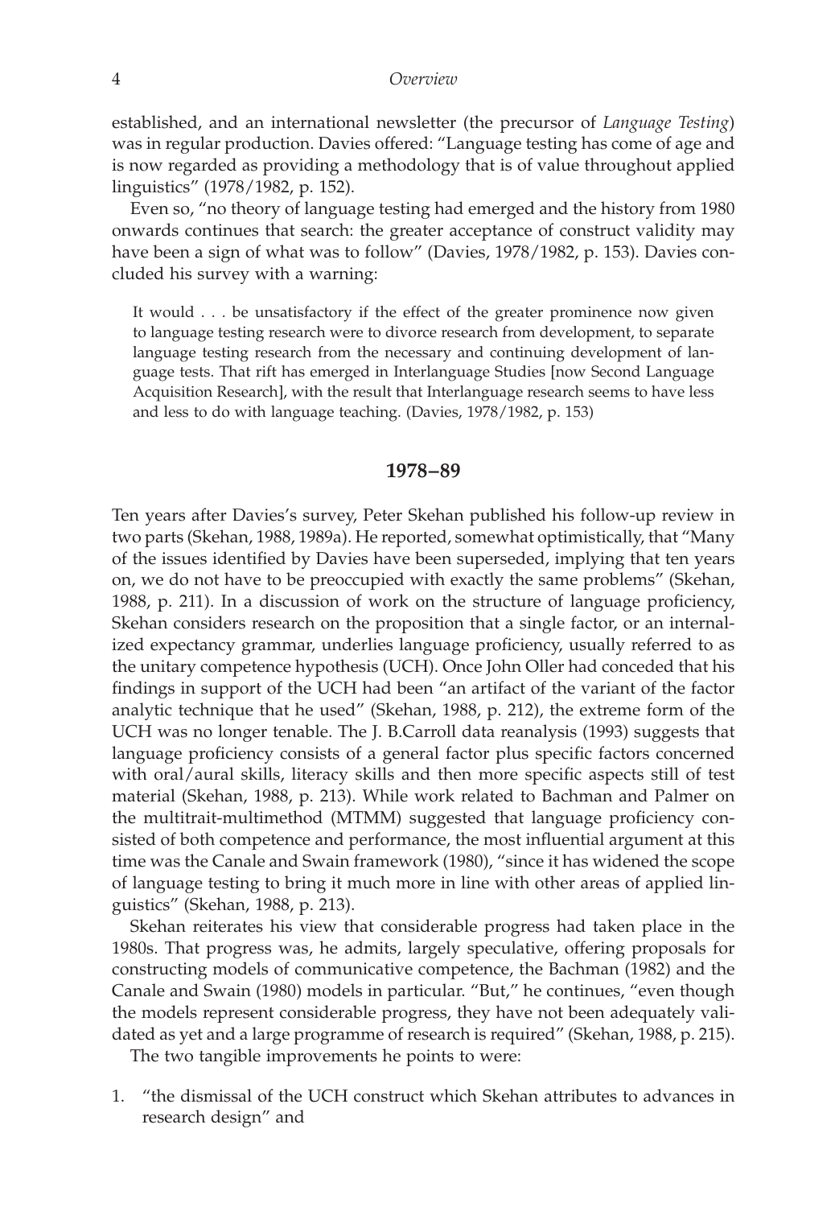established, and an international newsletter (the precursor of *Language Testing*) was in regular production. Davies offered: "Language testing has come of age and is now regarded as providing a methodology that is of value throughout applied linguistics" (1978/1982, p. 152).

Even so, "no theory of language testing had emerged and the history from 1980 onwards continues that search: the greater acceptance of construct validity may have been a sign of what was to follow" (Davies, 1978/1982, p. 153). Davies concluded his survey with a warning:

> It would . . . be unsatisfactory if the effect of the greater prominence now given to language testing research were to divorce research from development, to separate language testing research from the necessary and continuing development of language tests. That rift has emerged in Interlanguage Studies [now Second Language Acquisition Research], with the result that Interlanguage research seems to have less and less to do with language teaching. (Davies, 1978/1982, p. 153)

## 1978–89

Ten years after Davies's survey, Peter Skehan published his follow-up review in two parts (Skehan, 1988, 1989a). He reported, somewhat optimistically, that "Many of the issues identified by Davies have been superseded, implying that ten years on, we do not have to be preoccupied with exactly the same problems" (Skehan, 1988, p. 211). In a discussion of work on the structure of language proficiency, Skehan considers research on the proposition that a single factor, or an internalized expectancy grammar, underlies language proficiency, usually referred to as the unitary competence hypothesis (UCH). Once John Oller had conceded that his findings in support of the UCH had been "an artifact of the variant of the factor analytic technique that he used" (Skehan, 1988, p. 212), the extreme form of the UCH was no longer tenable. The J. B.Carroll data reanalysis (1993) suggests that language proficiency consists of a general factor plus specific factors concerned with oral/aural skills, literacy skills and then more specific aspects still of test material (Skehan, 1988, p. 213). While work related to Bachman and Palmer on the multitrait-multimethod (MTMM) suggested that language proficiency consisted of both competence and performance, the most influential argument at this time was the Canale and Swain framework (1980), "since it has widened the scope of language testing to bring it much more in line with other areas of applied linguistics" (Skehan, 1988, p. 213).

Skehan reiterates his view that considerable progress had taken place in the 1980s. That progress was, he admits, largely speculative, offering proposals for constructing models of communicative competence, the Bachman (1982) and the Canale and Swain (1980) models in particular. "But," he continues, "even though the models represent considerable progress, they have not been adequately validated as yet and a large programme of research is required" (Skehan, 1988, p. 215).

The two tangible improvements he points to were:

1. "the dismissal of the UCH construct which Skehan attributes to advances in research design" and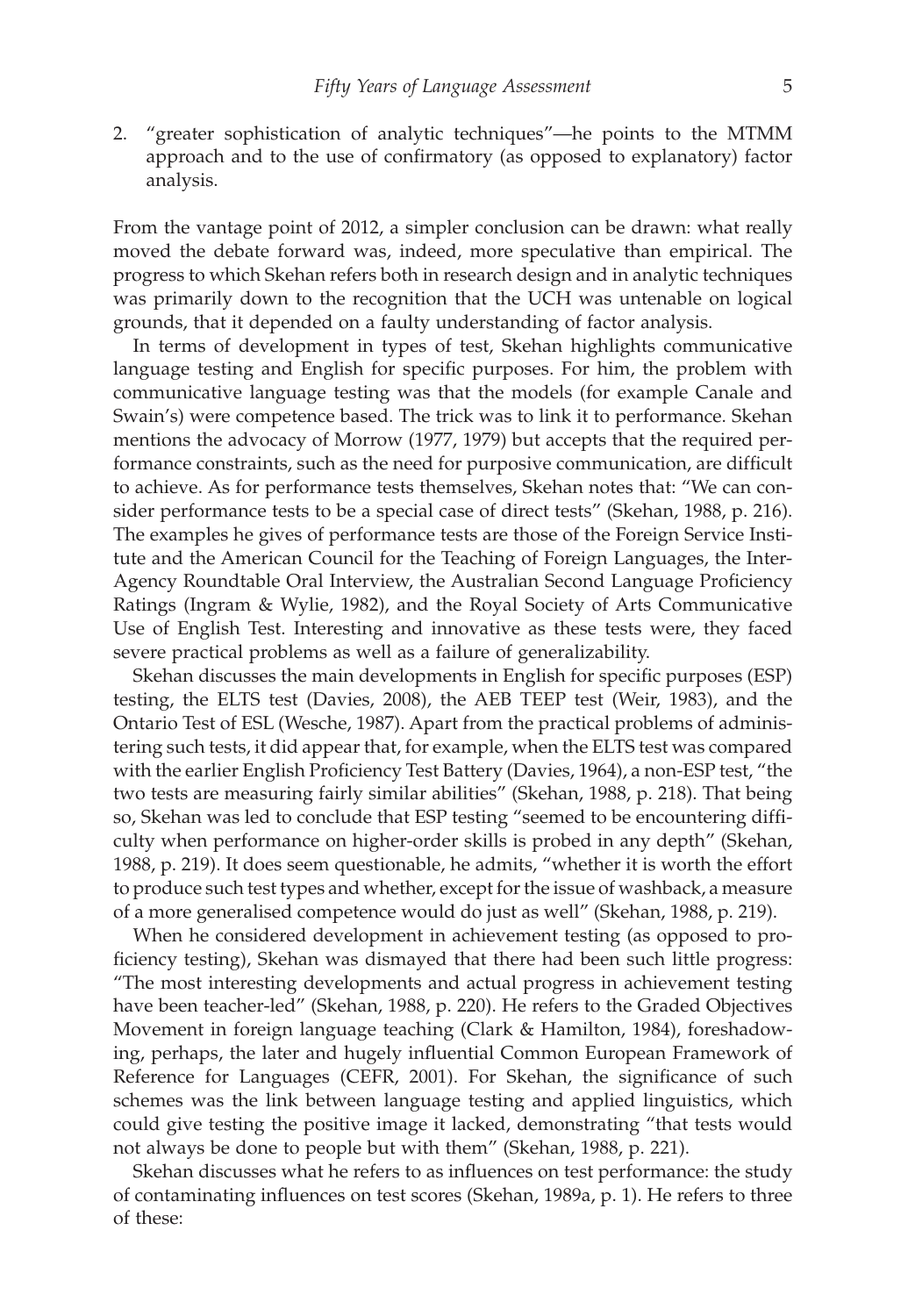2. "greater sophistication of analytic techniques"—he points to the MTMM approach and to the use of confirmatory (as opposed to explanatory) factor analysis.

From the vantage point of 2012, a simpler conclusion can be drawn: what really moved the debate forward was, indeed, more speculative than empirical. The progress to which Skehan refers both in research design and in analytic techniques was primarily down to the recognition that the UCH was untenable on logical grounds, that it depended on a faulty understanding of factor analysis.

In terms of development in types of test, Skehan highlights communicative language testing and English for specific purposes. For him, the problem with communicative language testing was that the models (for example Canale and Swain's) were competence based. The trick was to link it to performance. Skehan mentions the advocacy of Morrow (1977, 1979) but accepts that the required performance constraints, such as the need for purposive communication, are difficult to achieve. As for performance tests themselves, Skehan notes that: "We can consider performance tests to be a special case of direct tests" (Skehan, 1988, p. 216). The examples he gives of performance tests are those of the Foreign Service Institute and the American Council for the Teaching of Foreign Languages, the Inter-Agency Roundtable Oral Interview, the Australian Second Language Proficiency Ratings (Ingram & Wylie, 1982), and the Royal Society of Arts Communicative Use of English Test. Interesting and innovative as these tests were, they faced severe practical problems as well as a failure of generalizability.

Skehan discusses the main developments in English for specific purposes (ESP) testing, the ELTS test (Davies, 2008), the AEB TEEP test (Weir, 1983), and the Ontario Test of ESL (Wesche, 1987). Apart from the practical problems of administering such tests, it did appear that, for example, when the ELTS test was compared with the earlier English Proficiency Test Battery (Davies, 1964), a non-ESP test, "the two tests are measuring fairly similar abilities" (Skehan, 1988, p. 218). That being so, Skehan was led to conclude that ESP testing "seemed to be encountering difficulty when performance on higher-order skills is probed in any depth" (Skehan, 1988, p. 219). It does seem questionable, he admits, "whether it is worth the effort to produce such test types and whether, except for the issue of washback, a measure of a more generalised competence would do just as well" (Skehan, 1988, p. 219).

When he considered development in achievement testing (as opposed to proficiency testing), Skehan was dismayed that there had been such little progress: "The most interesting developments and actual progress in achievement testing have been teacher-led" (Skehan, 1988, p. 220). He refers to the Graded Objectives Movement in foreign language teaching (Clark & Hamilton, 1984), foreshadowing, perhaps, the later and hugely influential Common European Framework of Reference for Languages (CEFR, 2001). For Skehan, the significance of such schemes was the link between language testing and applied linguistics, which could give testing the positive image it lacked, demonstrating "that tests would not always be done to people but with them" (Skehan, 1988, p. 221).

Skehan discusses what he refers to as influences on test performance: the study of contaminating influences on test scores (Skehan, 1989a, p. 1). He refers to three of these: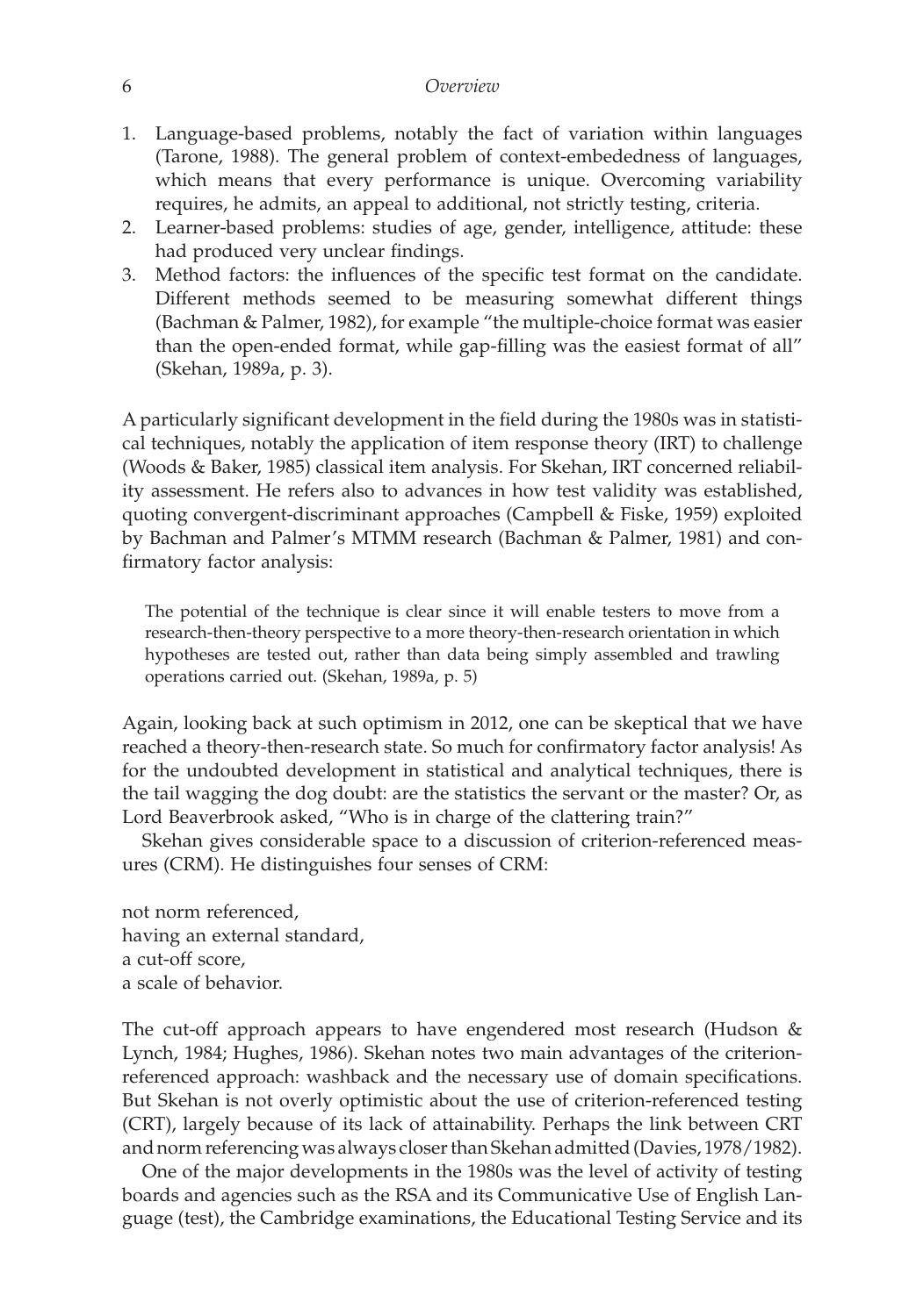1. Language-based problems, notably the fact of variation within languages (Tarone, 1988). The general problem of context-embededness of languages, which means that every performance is unique. Overcoming variability requires, he admits, an appeal to additional, not strictly testing, criteria.
2. Learner-based problems: studies of age, gender, intelligence, attitude: these had produced very unclear findings.
3. Method factors: the influences of the specific test format on the candidate. Different methods seemed to be measuring somewhat different things (Bachman & Palmer, 1982), for example "the multiple-choice format was easier than the open-ended format, while gap-filling was the easiest format of all" (Skehan, 1989a, p. 3).

A particularly significant development in the field during the 1980s was in statistical techniques, notably the application of item response theory (IRT) to challenge (Woods & Baker, 1985) classical item analysis. For Skehan, IRT concerned reliability assessment. He refers also to advances in how test validity was established, quoting convergent-discriminant approaches (Campbell & Fiske, 1959) exploited by Bachman and Palmer's MTMM research (Bachman & Palmer, 1981) and confirmatory factor analysis:

> The potential of the technique is clear since it will enable testers to move from a research-then-theory perspective to a more theory-then-research orientation in which hypotheses are tested out, rather than data being simply assembled and trawling operations carried out. (Skehan, 1989a, p. 5)

Again, looking back at such optimism in 2012, one can be skeptical that we have reached a theory-then-research state. So much for confirmatory factor analysis! As for the undoubted development in statistical and analytical techniques, there is the tail wagging the dog doubt: are the statistics the servant or the master? Or, as Lord Beaverbrook asked, "Who is in charge of the clattering train?"

Skehan gives considerable space to a discussion of criterion-referenced measures (CRM). He distinguishes four senses of CRM:

not norm referenced,
having an external standard,
a cut-off score,
a scale of behavior.

The cut-off approach appears to have engendered most research (Hudson & Lynch, 1984; Hughes, 1986). Skehan notes two main advantages of the criterion-referenced approach: washback and the necessary use of domain specifications. But Skehan is not overly optimistic about the use of criterion-referenced testing (CRT), largely because of its lack of attainability. Perhaps the link between CRT and norm referencing was always closer than Skehan admitted (Davies, 1978/1982).

One of the major developments in the 1980s was the level of activity of testing boards and agencies such as the RSA and its Communicative Use of English Language (test), the Cambridge examinations, the Educational Testing Service and its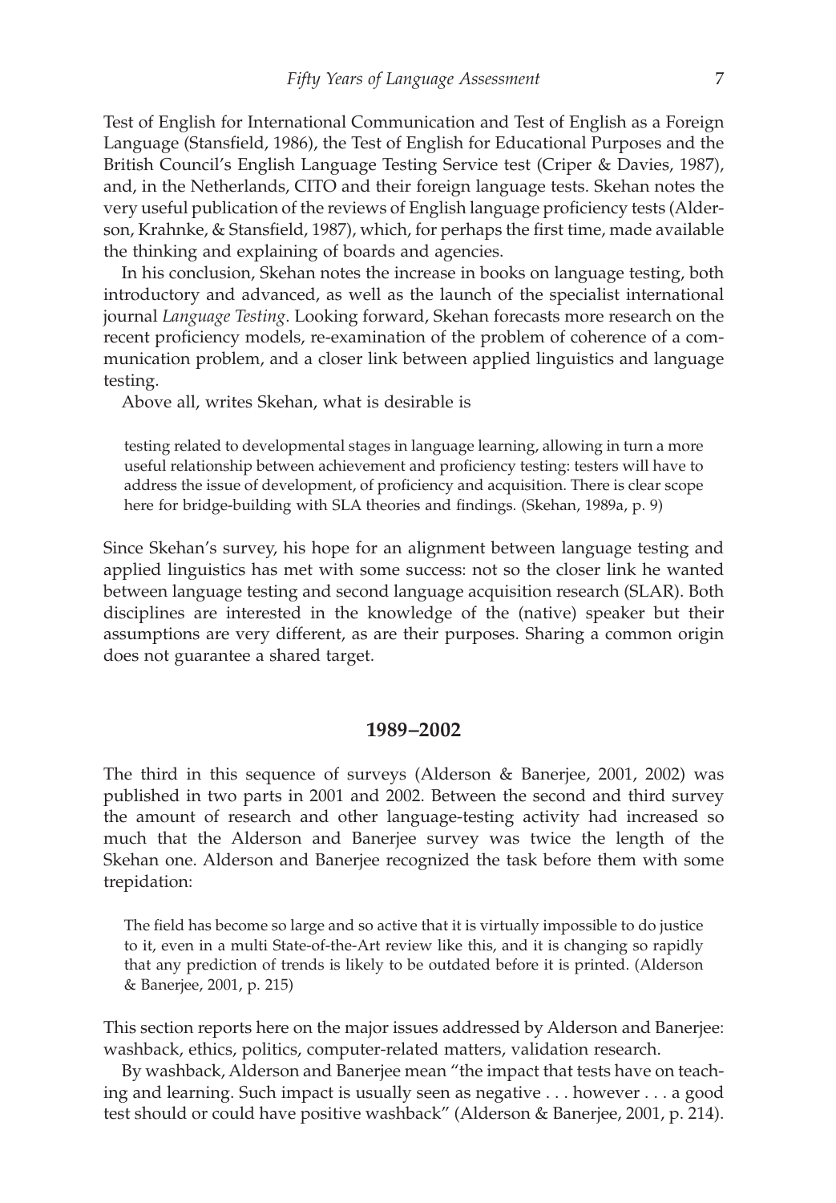Test of English for International Communication and Test of English as a Foreign Language (Stansfield, 1986), the Test of English for Educational Purposes and the British Council's English Language Testing Service test (Criper & Davies, 1987), and, in the Netherlands, CITO and their foreign language tests. Skehan notes the very useful publication of the reviews of English language proficiency tests (Alderson, Krahnke, & Stansfield, 1987), which, for perhaps the first time, made available the thinking and explaining of boards and agencies.

In his conclusion, Skehan notes the increase in books on language testing, both introductory and advanced, as well as the launch of the specialist international journal *Language Testing*. Looking forward, Skehan forecasts more research on the recent proficiency models, re-examination of the problem of coherence of a communication problem, and a closer link between applied linguistics and language testing.

Above all, writes Skehan, what is desirable is

> testing related to developmental stages in language learning, allowing in turn a more useful relationship between achievement and proficiency testing: testers will have to address the issue of development, of proficiency and acquisition. There is clear scope here for bridge-building with SLA theories and findings. (Skehan, 1989a, p. 9)

Since Skehan's survey, his hope for an alignment between language testing and applied linguistics has met with some success: not so the closer link he wanted between language testing and second language acquisition research (SLAR). Both disciplines are interested in the knowledge of the (native) speaker but their assumptions are very different, as are their purposes. Sharing a common origin does not guarantee a shared target.

## 1989–2002

The third in this sequence of surveys (Alderson & Banerjee, 2001, 2002) was published in two parts in 2001 and 2002. Between the second and third survey the amount of research and other language-testing activity had increased so much that the Alderson and Banerjee survey was twice the length of the Skehan one. Alderson and Banerjee recognized the task before them with some trepidation:

> The field has become so large and so active that it is virtually impossible to do justice to it, even in a multi State-of-the-Art review like this, and it is changing so rapidly that any prediction of trends is likely to be outdated before it is printed. (Alderson & Banerjee, 2001, p. 215)

This section reports here on the major issues addressed by Alderson and Banerjee: washback, ethics, politics, computer-related matters, validation research.

By washback, Alderson and Banerjee mean "the impact that tests have on teaching and learning. Such impact is usually seen as negative . . . however . . . a good test should or could have positive washback" (Alderson & Banerjee, 2001, p. 214).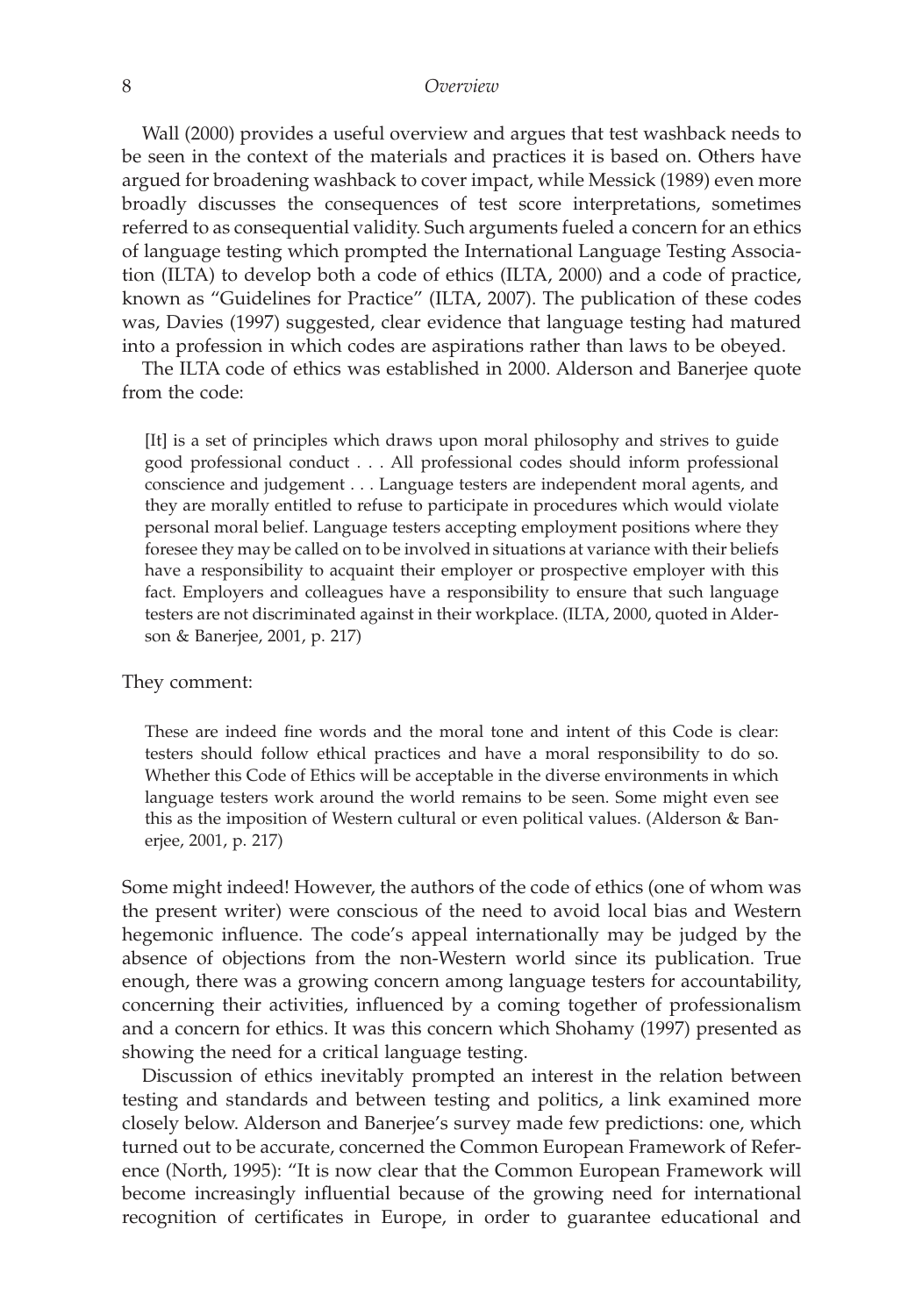Wall (2000) provides a useful overview and argues that test washback needs to be seen in the context of the materials and practices it is based on. Others have argued for broadening washback to cover impact, while Messick (1989) even more broadly discusses the consequences of test score interpretations, sometimes referred to as consequential validity. Such arguments fueled a concern for an ethics of language testing which prompted the International Language Testing Association (ILTA) to develop both a code of ethics (ILTA, 2000) and a code of practice, known as "Guidelines for Practice" (ILTA, 2007). The publication of these codes was, Davies (1997) suggested, clear evidence that language testing had matured into a profession in which codes are aspirations rather than laws to be obeyed.

The ILTA code of ethics was established in 2000. Alderson and Banerjee quote from the code:

> [It] is a set of principles which draws upon moral philosophy and strives to guide good professional conduct . . . All professional codes should inform professional conscience and judgement . . . Language testers are independent moral agents, and they are morally entitled to refuse to participate in procedures which would violate personal moral belief. Language testers accepting employment positions where they foresee they may be called on to be involved in situations at variance with their beliefs have a responsibility to acquaint their employer or prospective employer with this fact. Employers and colleagues have a responsibility to ensure that such language testers are not discriminated against in their workplace. (ILTA, 2000, quoted in Alderson & Banerjee, 2001, p. 217)

They comment:

> These are indeed fine words and the moral tone and intent of this Code is clear: testers should follow ethical practices and have a moral responsibility to do so. Whether this Code of Ethics will be acceptable in the diverse environments in which language testers work around the world remains to be seen. Some might even see this as the imposition of Western cultural or even political values. (Alderson & Banerjee, 2001, p. 217)

Some might indeed! However, the authors of the code of ethics (one of whom was the present writer) were conscious of the need to avoid local bias and Western hegemonic influence. The code's appeal internationally may be judged by the absence of objections from the non-Western world since its publication. True enough, there was a growing concern among language testers for accountability, concerning their activities, influenced by a coming together of professionalism and a concern for ethics. It was this concern which Shohamy (1997) presented as showing the need for a critical language testing.

Discussion of ethics inevitably prompted an interest in the relation between testing and standards and between testing and politics, a link examined more closely below. Alderson and Banerjee's survey made few predictions: one, which turned out to be accurate, concerned the Common European Framework of Reference (North, 1995): "It is now clear that the Common European Framework will become increasingly influential because of the growing need for international recognition of certificates in Europe, in order to guarantee educational and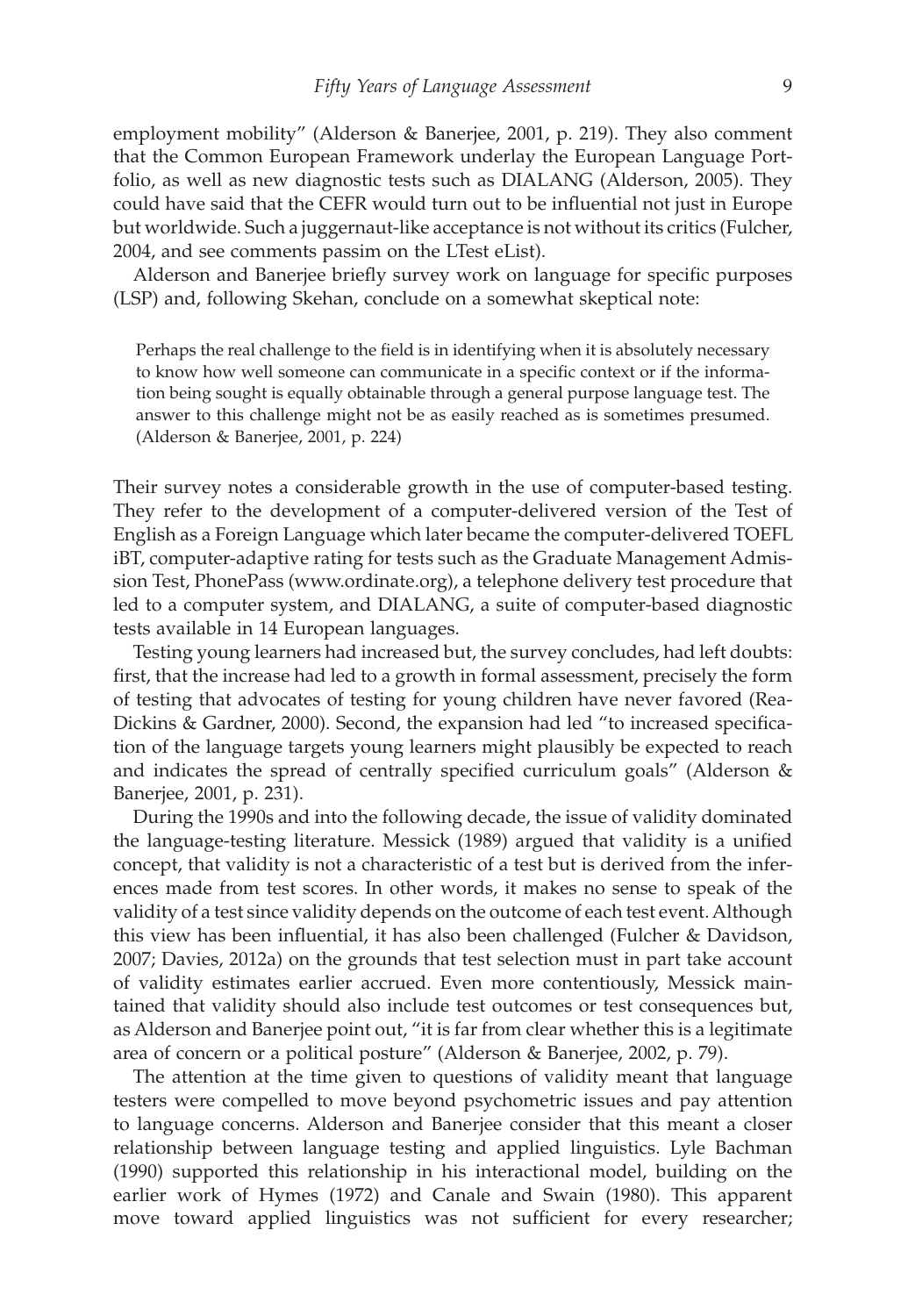employment mobility" (Alderson & Banerjee, 2001, p. 219). They also comment that the Common European Framework underlay the European Language Portfolio, as well as new diagnostic tests such as DIALANG (Alderson, 2005). They could have said that the CEFR would turn out to be influential not just in Europe but worldwide. Such a juggernaut-like acceptance is not without its critics (Fulcher, 2004, and see comments passim on the LTest eList).

Alderson and Banerjee briefly survey work on language for specific purposes (LSP) and, following Skehan, conclude on a somewhat skeptical note:

> Perhaps the real challenge to the field is in identifying when it is absolutely necessary to know how well someone can communicate in a specific context or if the information being sought is equally obtainable through a general purpose language test. The answer to this challenge might not be as easily reached as is sometimes presumed. (Alderson & Banerjee, 2001, p. 224)

Their survey notes a considerable growth in the use of computer-based testing. They refer to the development of a computer-delivered version of the Test of English as a Foreign Language which later became the computer-delivered TOEFL iBT, computer-adaptive rating for tests such as the Graduate Management Admission Test, PhonePass (www.ordinate.org), a telephone delivery test procedure that led to a computer system, and DIALANG, a suite of computer-based diagnostic tests available in 14 European languages.

Testing young learners had increased but, the survey concludes, had left doubts: first, that the increase had led to a growth in formal assessment, precisely the form of testing that advocates of testing for young children have never favored (Rea-Dickins & Gardner, 2000). Second, the expansion had led "to increased specification of the language targets young learners might plausibly be expected to reach and indicates the spread of centrally specified curriculum goals" (Alderson & Banerjee, 2001, p. 231).

During the 1990s and into the following decade, the issue of validity dominated the language-testing literature. Messick (1989) argued that validity is a unified concept, that validity is not a characteristic of a test but is derived from the inferences made from test scores. In other words, it makes no sense to speak of the validity of a test since validity depends on the outcome of each test event. Although this view has been influential, it has also been challenged (Fulcher & Davidson, 2007; Davies, 2012a) on the grounds that test selection must in part take account of validity estimates earlier accrued. Even more contentiously, Messick maintained that validity should also include test outcomes or test consequences but, as Alderson and Banerjee point out, "it is far from clear whether this is a legitimate area of concern or a political posture" (Alderson & Banerjee, 2002, p. 79).

The attention at the time given to questions of validity meant that language testers were compelled to move beyond psychometric issues and pay attention to language concerns. Alderson and Banerjee consider that this meant a closer relationship between language testing and applied linguistics. Lyle Bachman (1990) supported this relationship in his interactional model, building on the earlier work of Hymes (1972) and Canale and Swain (1980). This apparent move toward applied linguistics was not sufficient for every researcher;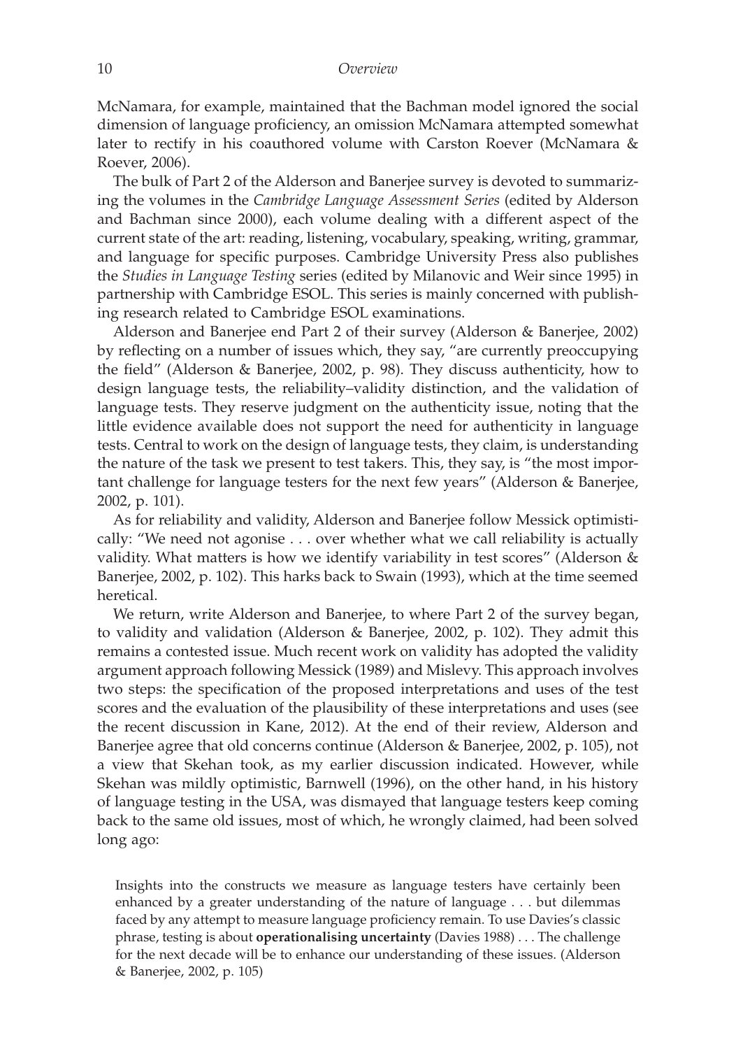McNamara, for example, maintained that the Bachman model ignored the social dimension of language proficiency, an omission McNamara attempted somewhat later to rectify in his coauthored volume with Carston Roever (McNamara & Roever, 2006).

The bulk of Part 2 of the Alderson and Banerjee survey is devoted to summarizing the volumes in the *Cambridge Language Assessment Series* (edited by Alderson and Bachman since 2000), each volume dealing with a different aspect of the current state of the art: reading, listening, vocabulary, speaking, writing, grammar, and language for specific purposes. Cambridge University Press also publishes the *Studies in Language Testing* series (edited by Milanovic and Weir since 1995) in partnership with Cambridge ESOL. This series is mainly concerned with publishing research related to Cambridge ESOL examinations.

Alderson and Banerjee end Part 2 of their survey (Alderson & Banerjee, 2002) by reflecting on a number of issues which, they say, "are currently preoccupying the field" (Alderson & Banerjee, 2002, p. 98). They discuss authenticity, how to design language tests, the reliability–validity distinction, and the validation of language tests. They reserve judgment on the authenticity issue, noting that the little evidence available does not support the need for authenticity in language tests. Central to work on the design of language tests, they claim, is understanding the nature of the task we present to test takers. This, they say, is "the most important challenge for language testers for the next few years" (Alderson & Banerjee, 2002, p. 101).

As for reliability and validity, Alderson and Banerjee follow Messick optimistically: "We need not agonise . . . over whether what we call reliability is actually validity. What matters is how we identify variability in test scores" (Alderson & Banerjee, 2002, p. 102). This harks back to Swain (1993), which at the time seemed heretical.

We return, write Alderson and Banerjee, to where Part 2 of the survey began, to validity and validation (Alderson & Banerjee, 2002, p. 102). They admit this remains a contested issue. Much recent work on validity has adopted the validity argument approach following Messick (1989) and Mislevy. This approach involves two steps: the specification of the proposed interpretations and uses of the test scores and the evaluation of the plausibility of these interpretations and uses (see the recent discussion in Kane, 2012). At the end of their review, Alderson and Banerjee agree that old concerns continue (Alderson & Banerjee, 2002, p. 105), not a view that Skehan took, as my earlier discussion indicated. However, while Skehan was mildly optimistic, Barnwell (1996), on the other hand, in his history of language testing in the USA, was dismayed that language testers keep coming back to the same old issues, most of which, he wrongly claimed, had been solved long ago:

> Insights into the constructs we measure as language testers have certainly been enhanced by a greater understanding of the nature of language . . . but dilemmas faced by any attempt to measure language proficiency remain. To use Davies's classic phrase, testing is about **operationalising uncertainty** (Davies 1988) . . . The challenge for the next decade will be to enhance our understanding of these issues. (Alderson & Banerjee, 2002, p. 105)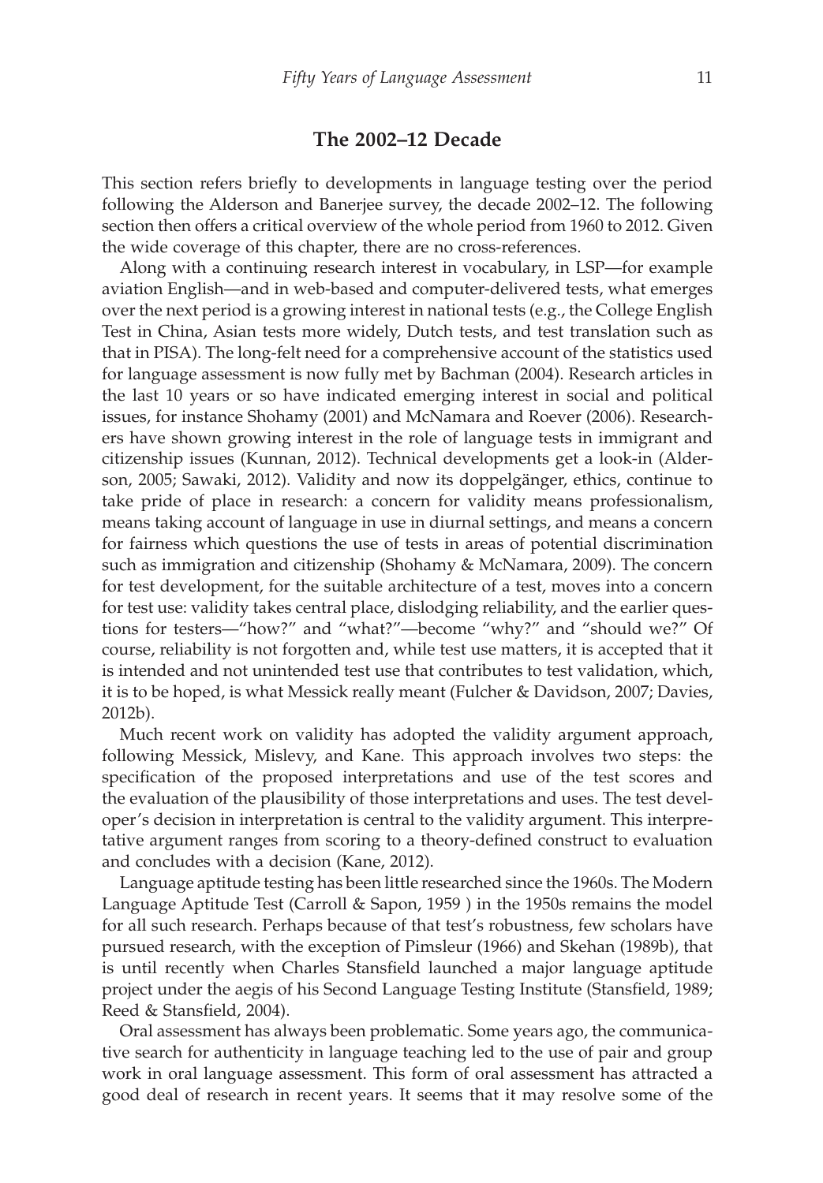## The 2002–12 Decade

This section refers briefly to developments in language testing over the period following the Alderson and Banerjee survey, the decade 2002–12. The following section then offers a critical overview of the whole period from 1960 to 2012. Given the wide coverage of this chapter, there are no cross-references.

Along with a continuing research interest in vocabulary, in LSP—for example aviation English—and in web-based and computer-delivered tests, what emerges over the next period is a growing interest in national tests (e.g., the College English Test in China, Asian tests more widely, Dutch tests, and test translation such as that in PISA). The long-felt need for a comprehensive account of the statistics used for language assessment is now fully met by Bachman (2004). Research articles in the last 10 years or so have indicated emerging interest in social and political issues, for instance Shohamy (2001) and McNamara and Roever (2006). Researchers have shown growing interest in the role of language tests in immigrant and citizenship issues (Kunnan, 2012). Technical developments get a look-in (Alderson, 2005; Sawaki, 2012). Validity and now its doppelgänger, ethics, continue to take pride of place in research: a concern for validity means professionalism, means taking account of language in use in diurnal settings, and means a concern for fairness which questions the use of tests in areas of potential discrimination such as immigration and citizenship (Shohamy & McNamara, 2009). The concern for test development, for the suitable architecture of a test, moves into a concern for test use: validity takes central place, dislodging reliability, and the earlier questions for testers—"how?" and "what?"—become "why?" and "should we?" Of course, reliability is not forgotten and, while test use matters, it is accepted that it is intended and not unintended test use that contributes to test validation, which, it is to be hoped, is what Messick really meant (Fulcher & Davidson, 2007; Davies, 2012b).

Much recent work on validity has adopted the validity argument approach, following Messick, Mislevy, and Kane. This approach involves two steps: the specification of the proposed interpretations and use of the test scores and the evaluation of the plausibility of those interpretations and uses. The test developer's decision in interpretation is central to the validity argument. This interpretative argument ranges from scoring to a theory-defined construct to evaluation and concludes with a decision (Kane, 2012).

Language aptitude testing has been little researched since the 1960s. The Modern Language Aptitude Test (Carroll & Sapon, 1959 ) in the 1950s remains the model for all such research. Perhaps because of that test's robustness, few scholars have pursued research, with the exception of Pimsleur (1966) and Skehan (1989b), that is until recently when Charles Stansfield launched a major language aptitude project under the aegis of his Second Language Testing Institute (Stansfield, 1989; Reed & Stansfield, 2004).

Oral assessment has always been problematic. Some years ago, the communicative search for authenticity in language teaching led to the use of pair and group work in oral language assessment. This form of oral assessment has attracted a good deal of research in recent years. It seems that it may resolve some of the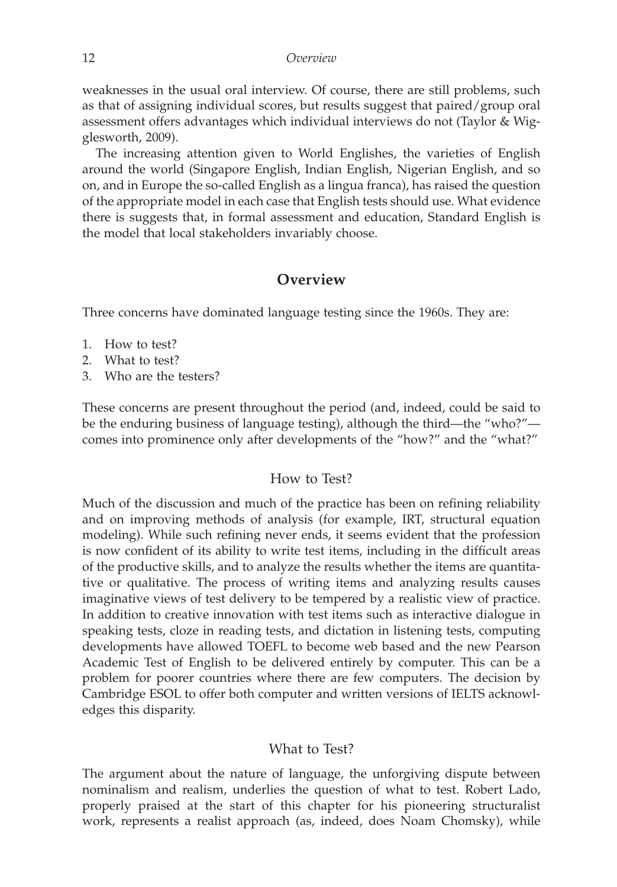weaknesses in the usual oral interview. Of course, there are still problems, such as that of assigning individual scores, but results suggest that paired/group oral assessment offers advantages which individual interviews do not (Taylor & Wigglesworth, 2009).

The increasing attention given to World Englishes, the varieties of English around the world (Singapore English, Indian English, Nigerian English, and so on, and in Europe the so-called English as a lingua franca), has raised the question of the appropriate model in each case that English tests should use. What evidence there is suggests that, in formal assessment and education, Standard English is the model that local stakeholders invariably choose.

## Overview

Three concerns have dominated language testing since the 1960s. They are:

1. How to test?
2. What to test?
3. Who are the testers?

These concerns are present throughout the period (and, indeed, could be said to be the enduring business of language testing), although the third—the "who?"—comes into prominence only after developments of the "how?" and the "what?"

### How to Test?

Much of the discussion and much of the practice has been on refining reliability and on improving methods of analysis (for example, IRT, structural equation modeling). While such refining never ends, it seems evident that the profession is now confident of its ability to write test items, including in the difficult areas of the productive skills, and to analyze the results whether the items are quantitative or qualitative. The process of writing items and analyzing results causes imaginative views of test delivery to be tempered by a realistic view of practice. In addition to creative innovation with test items such as interactive dialogue in speaking tests, cloze in reading tests, and dictation in listening tests, computing developments have allowed TOEFL to become web based and the new Pearson Academic Test of English to be delivered entirely by computer. This can be a problem for poorer countries where there are few computers. The decision by Cambridge ESOL to offer both computer and written versions of IELTS acknowledges this disparity.

### What to Test?

The argument about the nature of language, the unforgiving dispute between nominalism and realism, underlies the question of what to test. Robert Lado, properly praised at the start of this chapter for his pioneering structuralist work, represents a realist approach (as, indeed, does Noam Chomsky), while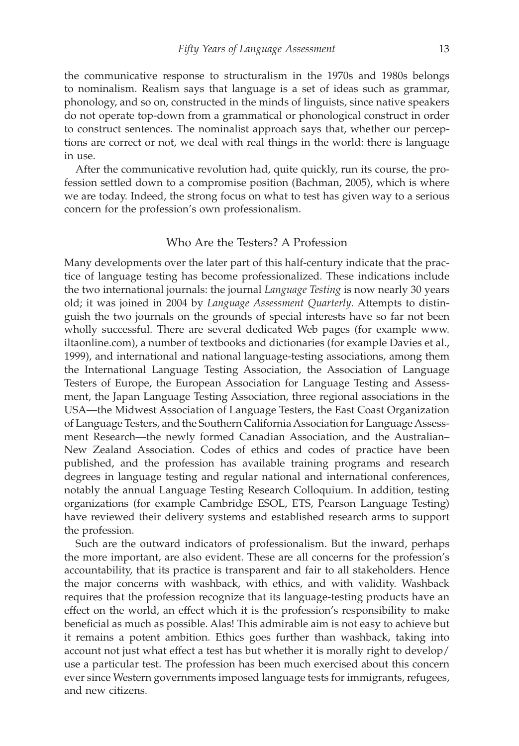the communicative response to structuralism in the 1970s and 1980s belongs to nominalism. Realism says that language is a set of ideas such as grammar, phonology, and so on, constructed in the minds of linguists, since native speakers do not operate top-down from a grammatical or phonological construct in order to construct sentences. The nominalist approach says that, whether our perceptions are correct or not, we deal with real things in the world: there is language in use.

After the communicative revolution had, quite quickly, run its course, the profession settled down to a compromise position (Bachman, 2005), which is where we are today. Indeed, the strong focus on what to test has given way to a serious concern for the profession's own professionalism.

## Who Are the Testers? A Profession

Many developments over the later part of this half-century indicate that the practice of language testing has become professionalized. These indications include the two international journals: the journal *Language Testing* is now nearly 30 years old; it was joined in 2004 by *Language Assessment Quarterly*. Attempts to distinguish the two journals on the grounds of special interests have so far not been wholly successful. There are several dedicated Web pages (for example www.iltaonline.com), a number of textbooks and dictionaries (for example Davies et al., 1999), and international and national language-testing associations, among them the International Language Testing Association, the Association of Language Testers of Europe, the European Association for Language Testing and Assessment, the Japan Language Testing Association, three regional associations in the USA—the Midwest Association of Language Testers, the East Coast Organization of Language Testers, and the Southern California Association for Language Assessment Research—the newly formed Canadian Association, and the Australian–New Zealand Association. Codes of ethics and codes of practice have been published, and the profession has available training programs and research degrees in language testing and regular national and international conferences, notably the annual Language Testing Research Colloquium. In addition, testing organizations (for example Cambridge ESOL, ETS, Pearson Language Testing) have reviewed their delivery systems and established research arms to support the profession.

Such are the outward indicators of professionalism. But the inward, perhaps the more important, are also evident. These are all concerns for the profession's accountability, that its practice is transparent and fair to all stakeholders. Hence the major concerns with washback, with ethics, and with validity. Washback requires that the profession recognize that its language-testing products have an effect on the world, an effect which it is the profession's responsibility to make beneficial as much as possible. Alas! This admirable aim is not easy to achieve but it remains a potent ambition. Ethics goes further than washback, taking into account not just what effect a test has but whether it is morally right to develop/use a particular test. The profession has been much exercised about this concern ever since Western governments imposed language tests for immigrants, refugees, and new citizens.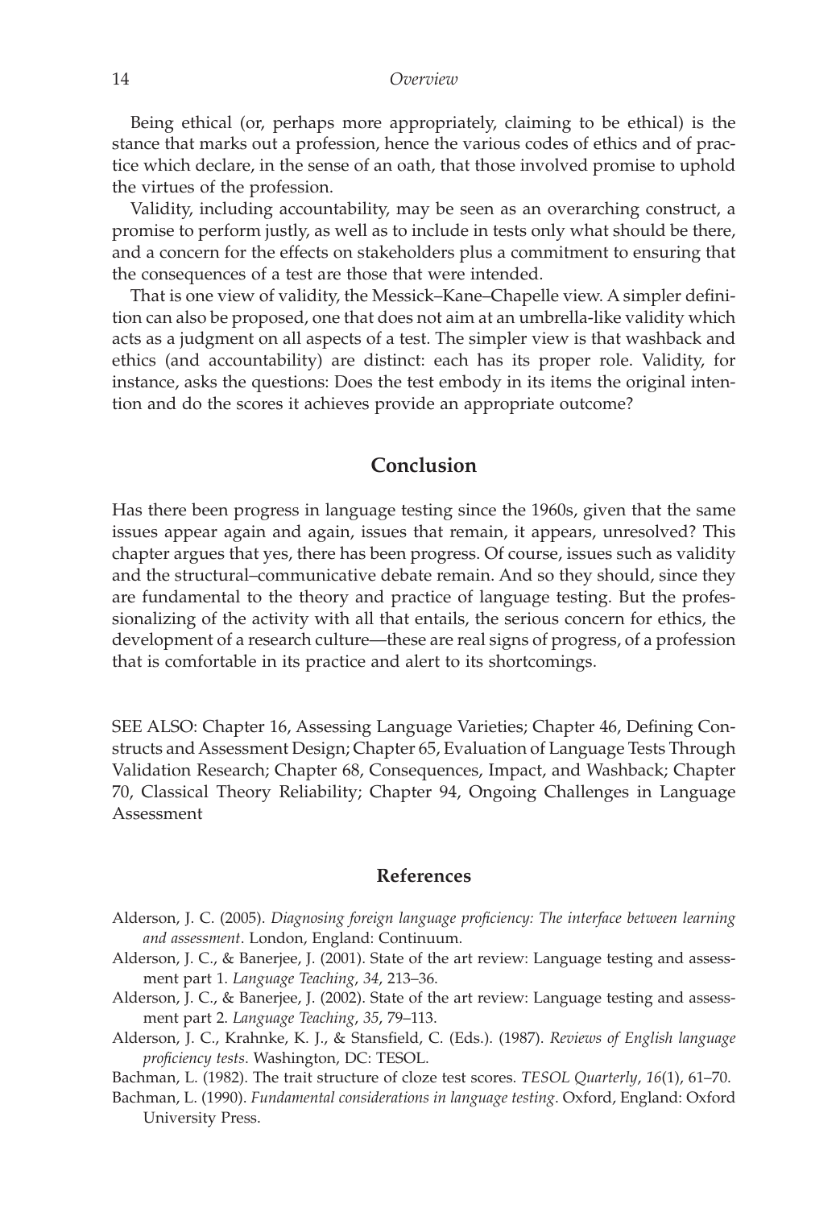Being ethical (or, perhaps more appropriately, claiming to be ethical) is the stance that marks out a profession, hence the various codes of ethics and of practice which declare, in the sense of an oath, that those involved promise to uphold the virtues of the profession.

Validity, including accountability, may be seen as an overarching construct, a promise to perform justly, as well as to include in tests only what should be there, and a concern for the effects on stakeholders plus a commitment to ensuring that the consequences of a test are those that were intended.

That is one view of validity, the Messick–Kane–Chapelle view. A simpler definition can also be proposed, one that does not aim at an umbrella-like validity which acts as a judgment on all aspects of a test. The simpler view is that washback and ethics (and accountability) are distinct: each has its proper role. Validity, for instance, asks the questions: Does the test embody in its items the original intention and do the scores it achieves provide an appropriate outcome?

## Conclusion

Has there been progress in language testing since the 1960s, given that the same issues appear again and again, issues that remain, it appears, unresolved? This chapter argues that yes, there has been progress. Of course, issues such as validity and the structural–communicative debate remain. And so they should, since they are fundamental to the theory and practice of language testing. But the professionalizing of the activity with all that entails, the serious concern for ethics, the development of a research culture—these are real signs of progress, of a profession that is comfortable in its practice and alert to its shortcomings.

SEE ALSO: Chapter 16, Assessing Language Varieties; Chapter 46, Defining Constructs and Assessment Design; Chapter 65, Evaluation of Language Tests Through Validation Research; Chapter 68, Consequences, Impact, and Washback; Chapter 70, Classical Theory Reliability; Chapter 94, Ongoing Challenges in Language Assessment

### References

Alderson, J. C. (2005). *Diagnosing foreign language proficiency: The interface between learning and assessment*. London, England: Continuum.

Alderson, J. C., & Banerjee, J. (2001). State of the art review: Language testing and assessment part 1. *Language Teaching*, *34*, 213–36.

Alderson, J. C., & Banerjee, J. (2002). State of the art review: Language testing and assessment part 2. *Language Teaching*, *35*, 79–113.

Alderson, J. C., Krahnke, K. J., & Stansfield, C. (Eds.). (1987). *Reviews of English language proficiency tests*. Washington, DC: TESOL.

Bachman, L. (1982). The trait structure of cloze test scores. *TESOL Quarterly*, *16*(1), 61–70.

Bachman, L. (1990). *Fundamental considerations in language testing*. Oxford, England: Oxford University Press.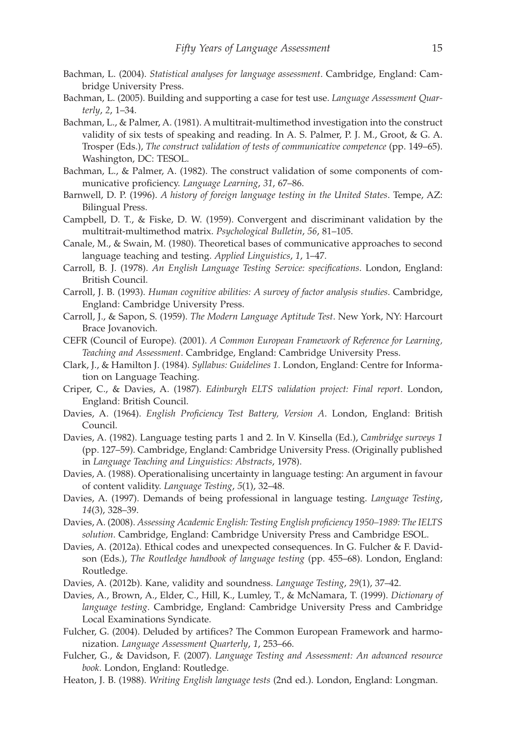Bachman, L. (2004). *Statistical analyses for language assessment*. Cambridge, England: Cambridge University Press.

Bachman, L. (2005). Building and supporting a case for test use. *Language Assessment Quarterly*, *2*, 1–34.

Bachman, L., & Palmer, A. (1981). A multitrait-multimethod investigation into the construct validity of six tests of speaking and reading. In A. S. Palmer, P. J. M., Groot, & G. A. Trosper (Eds.), *The construct validation of tests of communicative competence* (pp. 149–65). Washington, DC: TESOL.

Bachman, L., & Palmer, A. (1982). The construct validation of some components of communicative proficiency. *Language Learning*, *31*, 67–86.

Barnwell, D. P. (1996). *A history of foreign language testing in the United States*. Tempe, AZ: Bilingual Press.

Campbell, D. T., & Fiske, D. W. (1959). Convergent and discriminant validation by the multitrait-multimethod matrix. *Psychological Bulletin*, *56*, 81–105.

Canale, M., & Swain, M. (1980). Theoretical bases of communicative approaches to second language teaching and testing. *Applied Linguistics*, *1*, 1–47.

Carroll, B. J. (1978). *An English Language Testing Service: specifications*. London, England: British Council.

Carroll, J. B. (1993). *Human cognitive abilities: A survey of factor analysis studies*. Cambridge, England: Cambridge University Press.

Carroll, J., & Sapon, S. (1959). *The Modern Language Aptitude Test*. New York, NY: Harcourt Brace Jovanovich.

CEFR (Council of Europe). (2001). *A Common European Framework of Reference for Learning, Teaching and Assessment*. Cambridge, England: Cambridge University Press.

Clark, J., & Hamilton J. (1984). *Syllabus: Guidelines 1*. London, England: Centre for Information on Language Teaching.

Criper, C., & Davies, A. (1987). *Edinburgh ELTS validation project: Final report*. London, England: British Council.

Davies, A. (1964). *English Proficiency Test Battery, Version A*. London, England: British Council.

Davies, A. (1982). Language testing parts 1 and 2. In V. Kinsella (Ed.), *Cambridge surveys 1* (pp. 127–59). Cambridge, England: Cambridge University Press. (Originally published in *Language Teaching and Linguistics: Abstracts*, 1978).

Davies, A. (1988). Operationalising uncertainty in language testing: An argument in favour of content validity. *Language Testing*, *5*(1), 32–48.

Davies, A. (1997). Demands of being professional in language testing. *Language Testing*, *14*(3), 328–39.

Davies, A. (2008). *Assessing Academic English: Testing English proficiency 1950–1989: The IELTS solution*. Cambridge, England: Cambridge University Press and Cambridge ESOL.

Davies, A. (2012a). Ethical codes and unexpected consequences. In G. Fulcher & F. Davidson (Eds.), *The Routledge handbook of language testing* (pp. 455–68). London, England: Routledge.

Davies, A. (2012b). Kane, validity and soundness. *Language Testing*, *29*(1), 37–42.

Davies, A., Brown, A., Elder, C., Hill, K., Lumley, T., & McNamara, T. (1999). *Dictionary of language testing*. Cambridge, England: Cambridge University Press and Cambridge Local Examinations Syndicate.

Fulcher, G. (2004). Deluded by artifices? The Common European Framework and harmonization. *Language Assessment Quarterly*, *1*, 253–66.

Fulcher, G., & Davidson, F. (2007). *Language Testing and Assessment: An advanced resource book*. London, England: Routledge.

Heaton, J. B. (1988). *Writing English language tests* (2nd ed.). London, England: Longman.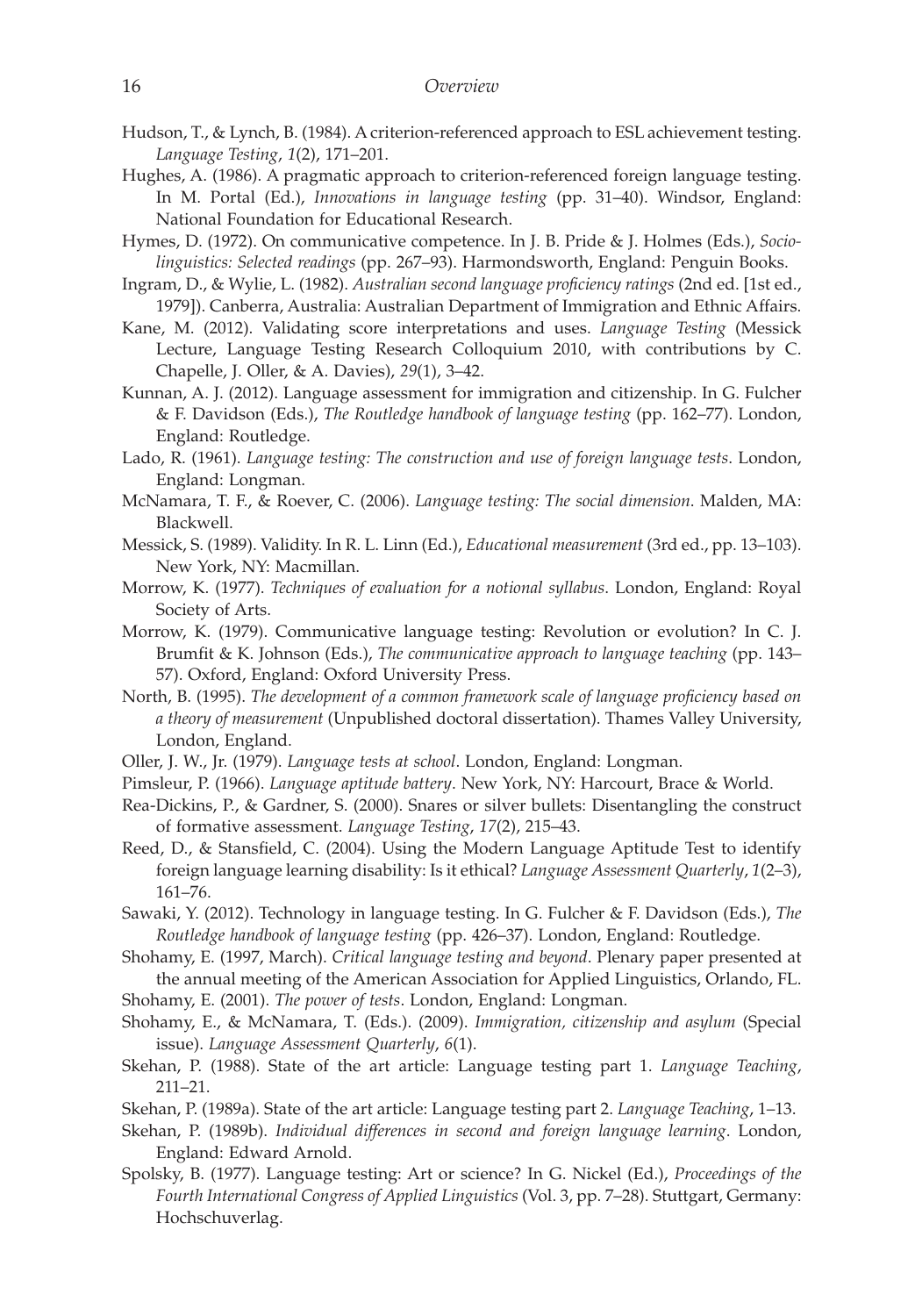Hudson, T., & Lynch, B. (1984). A criterion-referenced approach to ESL achievement testing. *Language Testing*, *1*(2), 171–201.

Hughes, A. (1986). A pragmatic approach to criterion-referenced foreign language testing. In M. Portal (Ed.), *Innovations in language testing* (pp. 31–40). Windsor, England: National Foundation for Educational Research.

Hymes, D. (1972). On communicative competence. In J. B. Pride & J. Holmes (Eds.), *Sociolinguistics: Selected readings* (pp. 267–93). Harmondsworth, England: Penguin Books.

Ingram, D., & Wylie, L. (1982). *Australian second language proficiency ratings* (2nd ed. [1st ed., 1979]). Canberra, Australia: Australian Department of Immigration and Ethnic Affairs.

Kane, M. (2012). Validating score interpretations and uses. *Language Testing* (Messick Lecture, Language Testing Research Colloquium 2010, with contributions by C. Chapelle, J. Oller, & A. Davies), *29*(1), 3–42.

Kunnan, A. J. (2012). Language assessment for immigration and citizenship. In G. Fulcher & F. Davidson (Eds.), *The Routledge handbook of language testing* (pp. 162–77). London, England: Routledge.

Lado, R. (1961). *Language testing: The construction and use of foreign language tests*. London, England: Longman.

McNamara, T. F., & Roever, C. (2006). *Language testing: The social dimension*. Malden, MA: Blackwell.

Messick, S. (1989). Validity. In R. L. Linn (Ed.), *Educational measurement* (3rd ed., pp. 13–103). New York, NY: Macmillan.

Morrow, K. (1977). *Techniques of evaluation for a notional syllabus*. London, England: Royal Society of Arts.

Morrow, K. (1979). Communicative language testing: Revolution or evolution? In C. J. Brumfit & K. Johnson (Eds.), *The communicative approach to language teaching* (pp. 143–57). Oxford, England: Oxford University Press.

North, B. (1995). *The development of a common framework scale of language proficiency based on a theory of measurement* (Unpublished doctoral dissertation). Thames Valley University, London, England.

Oller, J. W., Jr. (1979). *Language tests at school*. London, England: Longman.

Pimsleur, P. (1966). *Language aptitude battery*. New York, NY: Harcourt, Brace & World.

Rea-Dickins, P., & Gardner, S. (2000). Snares or silver bullets: Disentangling the construct of formative assessment. *Language Testing*, *17*(2), 215–43.

Reed, D., & Stansfield, C. (2004). Using the Modern Language Aptitude Test to identify foreign language learning disability: Is it ethical? *Language Assessment Quarterly*, *1*(2–3), 161–76.

Sawaki, Y. (2012). Technology in language testing. In G. Fulcher & F. Davidson (Eds.), *The Routledge handbook of language testing* (pp. 426–37). London, England: Routledge.

Shohamy, E. (1997, March). *Critical language testing and beyond*. Plenary paper presented at the annual meeting of the American Association for Applied Linguistics, Orlando, FL.

Shohamy, E. (2001). *The power of tests*. London, England: Longman.

Shohamy, E., & McNamara, T. (Eds.). (2009). *Immigration, citizenship and asylum* (Special issue). *Language Assessment Quarterly*, *6*(1).

Skehan, P. (1988). State of the art article: Language testing part 1. *Language Teaching*, 211–21.

Skehan, P. (1989a). State of the art article: Language testing part 2. *Language Teaching*, 1–13.

Skehan, P. (1989b). *Individual differences in second and foreign language learning*. London, England: Edward Arnold.

Spolsky, B. (1977). Language testing: Art or science? In G. Nickel (Ed.), *Proceedings of the Fourth International Congress of Applied Linguistics* (Vol. 3, pp. 7–28). Stuttgart, Germany: Hochschuverlag.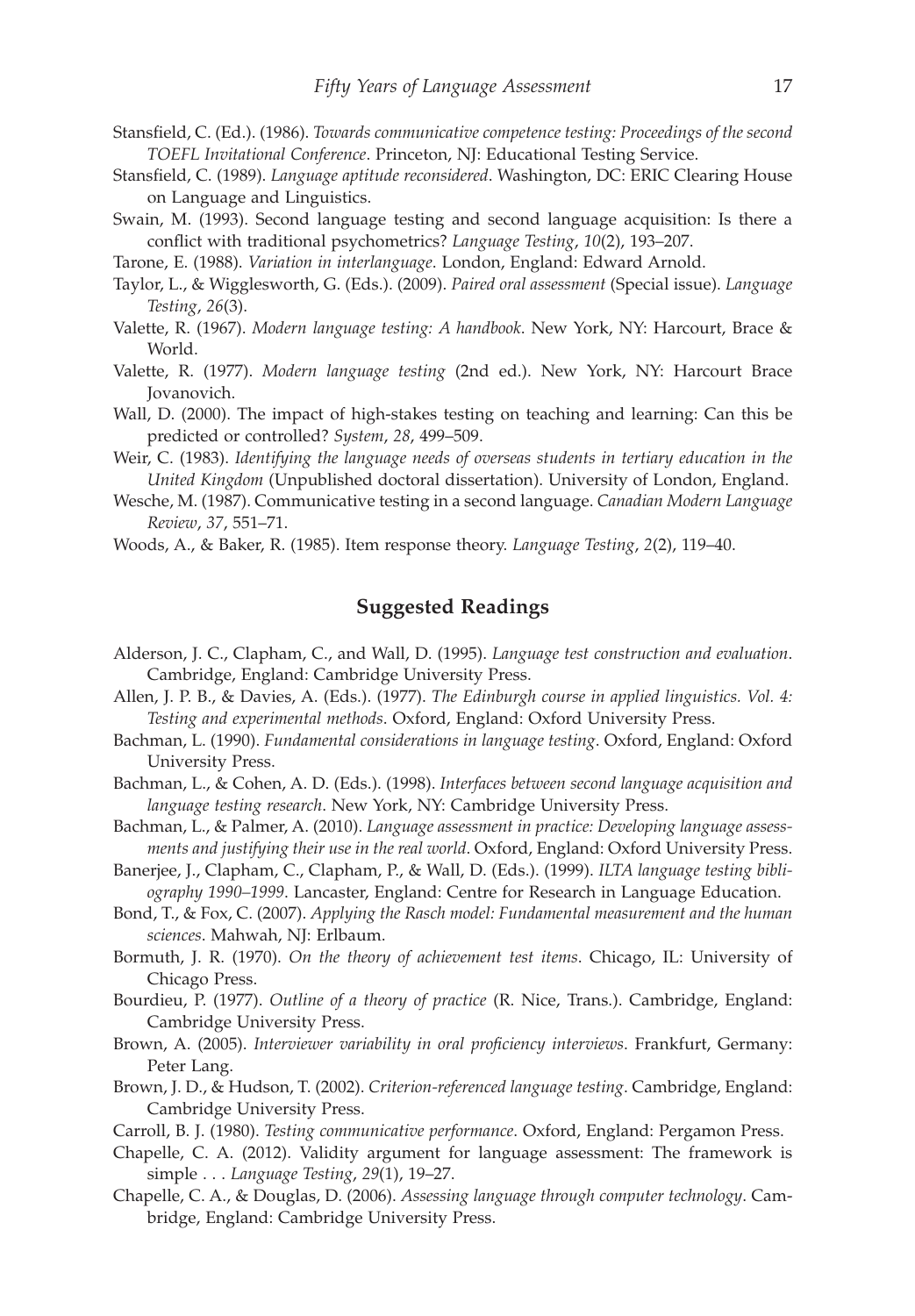Stansfield, C. (Ed.). (1986). *Towards communicative competence testing: Proceedings of the second TOEFL Invitational Conference*. Princeton, NJ: Educational Testing Service.

Stansfield, C. (1989). *Language aptitude reconsidered*. Washington, DC: ERIC Clearing House on Language and Linguistics.

Swain, M. (1993). Second language testing and second language acquisition: Is there a conflict with traditional psychometrics? *Language Testing*, *10*(2), 193–207.

Tarone, E. (1988). *Variation in interlanguage*. London, England: Edward Arnold.

Taylor, L., & Wigglesworth, G. (Eds.). (2009). *Paired oral assessment* (Special issue). *Language Testing*, *26*(3).

Valette, R. (1967). *Modern language testing: A handbook*. New York, NY: Harcourt, Brace & World.

Valette, R. (1977). *Modern language testing* (2nd ed.). New York, NY: Harcourt Brace Jovanovich.

Wall, D. (2000). The impact of high-stakes testing on teaching and learning: Can this be predicted or controlled? *System*, *28*, 499–509.

Weir, C. (1983). *Identifying the language needs of overseas students in tertiary education in the United Kingdom* (Unpublished doctoral dissertation). University of London, England.

Wesche, M. (1987). Communicative testing in a second language. *Canadian Modern Language Review*, *37*, 551–71.

Woods, A., & Baker, R. (1985). Item response theory. *Language Testing*, *2*(2), 119–40.

## Suggested Readings

Alderson, J. C., Clapham, C., and Wall, D. (1995). *Language test construction and evaluation*. Cambridge, England: Cambridge University Press.

Allen, J. P. B., & Davies, A. (Eds.). (1977). *The Edinburgh course in applied linguistics. Vol. 4: Testing and experimental methods*. Oxford, England: Oxford University Press.

Bachman, L. (1990). *Fundamental considerations in language testing*. Oxford, England: Oxford University Press.

Bachman, L., & Cohen, A. D. (Eds.). (1998). *Interfaces between second language acquisition and language testing research*. New York, NY: Cambridge University Press.

Bachman, L., & Palmer, A. (2010). *Language assessment in practice: Developing language assessments and justifying their use in the real world*. Oxford, England: Oxford University Press.

Banerjee, J., Clapham, C., Clapham, P., & Wall, D. (Eds.). (1999). *ILTA language testing bibliography 1990–1999*. Lancaster, England: Centre for Research in Language Education.

Bond, T., & Fox, C. (2007). *Applying the Rasch model: Fundamental measurement and the human sciences*. Mahwah, NJ: Erlbaum.

Bormuth, J. R. (1970). *On the theory of achievement test items*. Chicago, IL: University of Chicago Press.

Bourdieu, P. (1977). *Outline of a theory of practice* (R. Nice, Trans.). Cambridge, England: Cambridge University Press.

Brown, A. (2005). *Interviewer variability in oral proficiency interviews*. Frankfurt, Germany: Peter Lang.

Brown, J. D., & Hudson, T. (2002). *Criterion-referenced language testing*. Cambridge, England: Cambridge University Press.

Carroll, B. J. (1980). *Testing communicative performance*. Oxford, England: Pergamon Press.

Chapelle, C. A. (2012). Validity argument for language assessment: The framework is simple . . . *Language Testing*, *29*(1), 19–27.

Chapelle, C. A., & Douglas, D. (2006). *Assessing language through computer technology*. Cambridge, England: Cambridge University Press.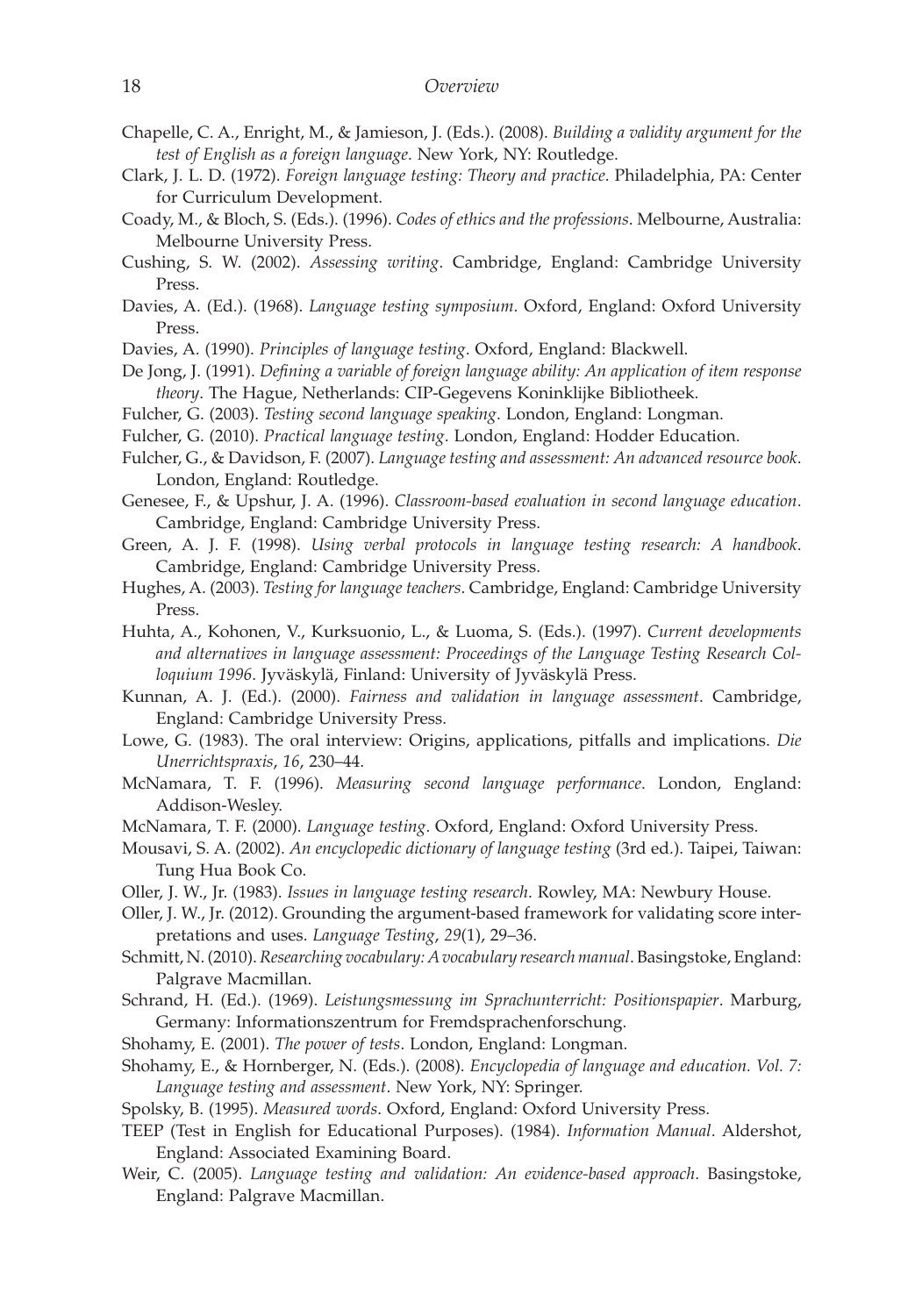Chapelle, C. A., Enright, M., & Jamieson, J. (Eds.). (2008). *Building a validity argument for the test of English as a foreign language*. New York, NY: Routledge.

Clark, J. L. D. (1972). *Foreign language testing: Theory and practice*. Philadelphia, PA: Center for Curriculum Development.

Coady, M., & Bloch, S. (Eds.). (1996). *Codes of ethics and the professions*. Melbourne, Australia: Melbourne University Press.

Cushing, S. W. (2002). *Assessing writing*. Cambridge, England: Cambridge University Press.

Davies, A. (Ed.). (1968). *Language testing symposium*. Oxford, England: Oxford University Press.

Davies, A. (1990). *Principles of language testing*. Oxford, England: Blackwell.

De Jong, J. (1991). *Defining a variable of foreign language ability: An application of item response theory*. The Hague, Netherlands: CIP-Gegevens Koninklijke Bibliotheek.

Fulcher, G. (2003). *Testing second language speaking*. London, England: Longman.

Fulcher, G. (2010). *Practical language testing*. London, England: Hodder Education.

Fulcher, G., & Davidson, F. (2007). *Language testing and assessment: An advanced resource book*. London, England: Routledge.

Genesee, F., & Upshur, J. A. (1996). *Classroom-based evaluation in second language education*. Cambridge, England: Cambridge University Press.

Green, A. J. F. (1998). *Using verbal protocols in language testing research: A handbook*. Cambridge, England: Cambridge University Press.

Hughes, A. (2003). *Testing for language teachers*. Cambridge, England: Cambridge University Press.

Huhta, A., Kohonen, V., Kurksuonio, L., & Luoma, S. (Eds.). (1997). *Current developments and alternatives in language assessment: Proceedings of the Language Testing Research Colloquium 1996*. Jyväskylä, Finland: University of Jyväskylä Press.

Kunnan, A. J. (Ed.). (2000). *Fairness and validation in language assessment*. Cambridge, England: Cambridge University Press.

Lowe, G. (1983). The oral interview: Origins, applications, pitfalls and implications. *Die Unerrichtspraxis*, *16*, 230–44.

McNamara, T. F. (1996). *Measuring second language performance*. London, England: Addison-Wesley.

McNamara, T. F. (2000). *Language testing*. Oxford, England: Oxford University Press.

Mousavi, S. A. (2002). *An encyclopedic dictionary of language testing* (3rd ed.). Taipei, Taiwan: Tung Hua Book Co.

Oller, J. W., Jr. (1983). *Issues in language testing research*. Rowley, MA: Newbury House.

Oller, J. W., Jr. (2012). Grounding the argument-based framework for validating score interpretations and uses. *Language Testing*, *29*(1), 29–36.

Schmitt, N. (2010). *Researching vocabulary: A vocabulary research manual*. Basingstoke, England: Palgrave Macmillan.

Schrand, H. (Ed.). (1969). *Leistungsmessung im Sprachunterricht: Positionspapier*. Marburg, Germany: Informationszentrum for Fremdsprachenforschung.

Shohamy, E. (2001). *The power of tests*. London, England: Longman.

Shohamy, E., & Hornberger, N. (Eds.). (2008). *Encyclopedia of language and education. Vol. 7: Language testing and assessment*. New York, NY: Springer.

Spolsky, B. (1995). *Measured words*. Oxford, England: Oxford University Press.

TEEP (Test in English for Educational Purposes). (1984). *Information Manual*. Aldershot, England: Associated Examining Board.

Weir, C. (2005). *Language testing and validation: An evidence-based approach*. Basingstoke, England: Palgrave Macmillan.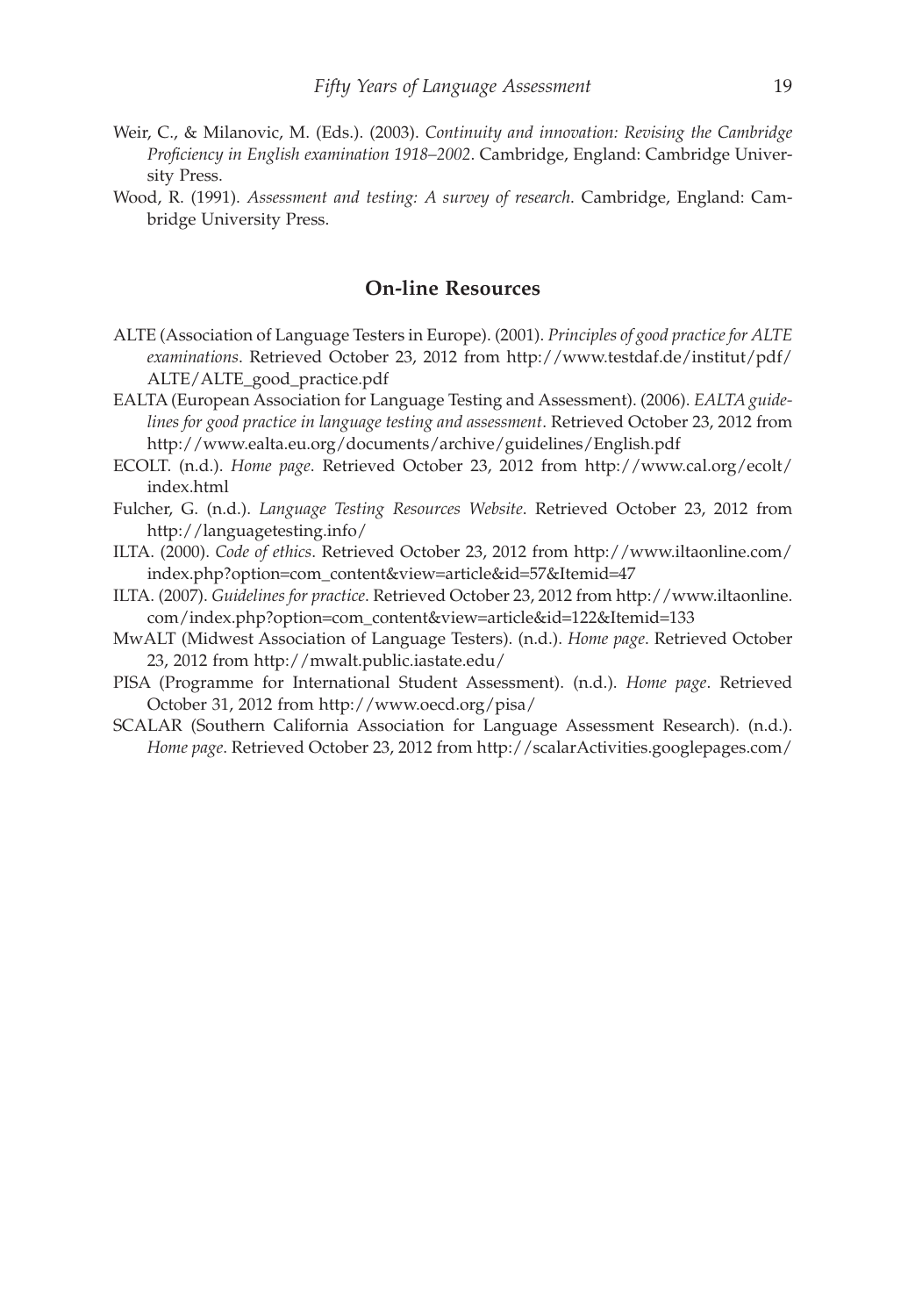Weir, C., & Milanovic, M. (Eds.). (2003). *Continuity and innovation: Revising the Cambridge Proficiency in English examination 1918–2002*. Cambridge, England: Cambridge University Press.

Wood, R. (1991). *Assessment and testing: A survey of research*. Cambridge, England: Cambridge University Press.

## On-line Resources

ALTE (Association of Language Testers in Europe). (2001). *Principles of good practice for ALTE examinations*. Retrieved October 23, 2012 from http://www.testdaf.de/institut/pdf/ALTE/ALTE_good_practice.pdf

EALTA (European Association for Language Testing and Assessment). (2006). *EALTA guidelines for good practice in language testing and assessment*. Retrieved October 23, 2012 from http://www.ealta.eu.org/documents/archive/guidelines/English.pdf

ECOLT. (n.d.). *Home page*. Retrieved October 23, 2012 from http://www.cal.org/ecolt/index.html

Fulcher, G. (n.d.). *Language Testing Resources Website*. Retrieved October 23, 2012 from http://languagetesting.info/

ILTA. (2000). *Code of ethics*. Retrieved October 23, 2012 from http://www.iltaonline.com/index.php?option=com_content&view=article&id=57&Itemid=47

ILTA. (2007). *Guidelines for practice*. Retrieved October 23, 2012 from http://www.iltaonline.com/index.php?option=com_content&view=article&id=122&Itemid=133

MwALT (Midwest Association of Language Testers). (n.d.). *Home page*. Retrieved October 23, 2012 from http://mwalt.public.iastate.edu/

PISA (Programme for International Student Assessment). (n.d.). *Home page*. Retrieved October 31, 2012 from http://www.oecd.org/pisa/

SCALAR (Southern California Association for Language Assessment Research). (n.d.). *Home page*. Retrieved October 23, 2012 from http://scalarActivities.googlepages.com/